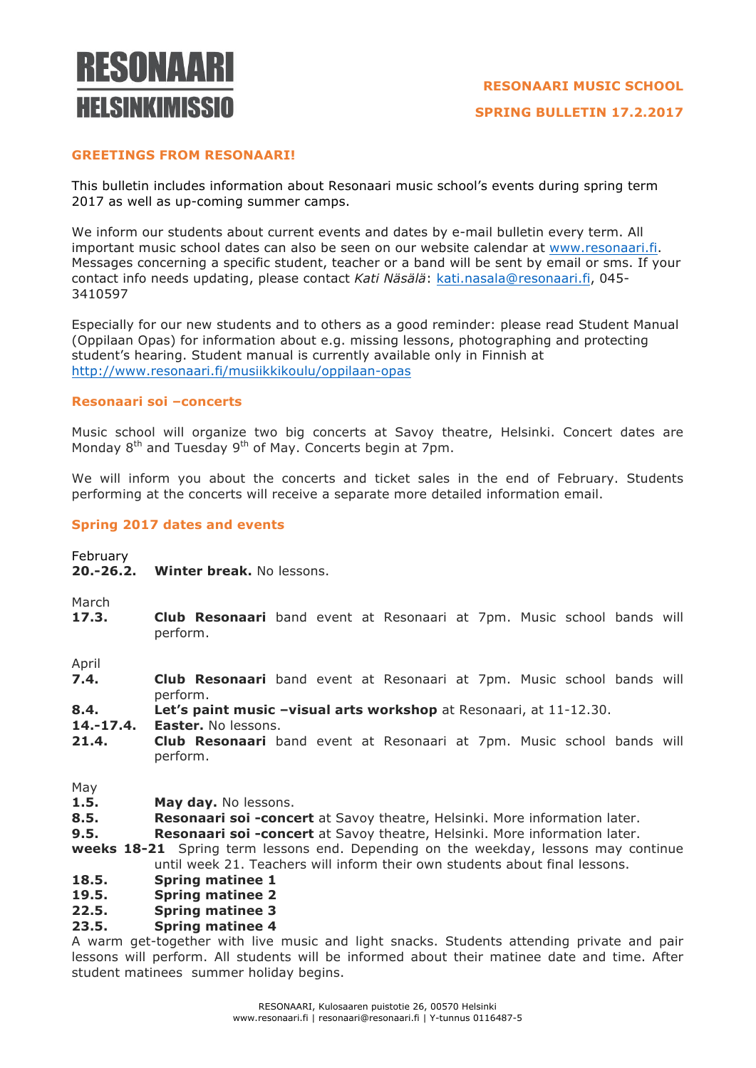# RESONAARI
## HELSINKIMISSIO

**RESONAARI MUSIC SCHOOL**

**SPRING BULLETIN 17.2.2017**

## GREETINGS FROM RESONAARI!

This bulletin includes information about Resonaari music school's events during spring term 2017 as well as up-coming summer camps.

We inform our students about current events and dates by e-mail bulletin every term. All important music school dates can also be seen on our website calendar at www.resonaari.fi. Messages concerning a specific student, teacher or a band will be sent by email or sms. If your contact info needs updating, please contact *Kati Näsälä*: kati.nasala@resonaari.fi, 045-3410597

Especially for our new students and to others as a good reminder: please read Student Manual (Oppilaan Opas) for information about e.g. missing lessons, photographing and protecting student's hearing. Student manual is currently available only in Finnish at http://www.resonaari.fi/musiikkikoulu/oppilaan-opas

### Resonaari soi –concerts

Music school will organize two big concerts at Savoy theatre, Helsinki. Concert dates are Monday 8th and Tuesday 9th of May. Concerts begin at 7pm.

We will inform you about the concerts and ticket sales in the end of February. Students performing at the concerts will receive a separate more detailed information email.

### Spring 2017 dates and events

February

**20.-26.2.** **Winter break.** No lessons.

March

**17.3.** **Club Resonaari** band event at Resonaari at 7pm. Music school bands will perform.

April

**7.4.** **Club Resonaari** band event at Resonaari at 7pm. Music school bands will perform.

**8.4.** **Let's paint music –visual arts workshop** at Resonaari, at 11-12.30.

**14.-17.4.** **Easter.** No lessons.

**21.4.** **Club Resonaari** band event at Resonaari at 7pm. Music school bands will perform.

May

**1.5.** **May day.** No lessons.

**8.5.** **Resonaari soi -concert** at Savoy theatre, Helsinki. More information later.

**9.5.** **Resonaari soi -concert** at Savoy theatre, Helsinki. More information later.

**weeks 18-21** Spring term lessons end. Depending on the weekday, lessons may continue until week 21. Teachers will inform their own students about final lessons.

**18.5.** **Spring matinee 1**

**19.5.** **Spring matinee 2**

**22.5.** **Spring matinee 3**

**23.5.** **Spring matinee 4**

A warm get-together with live music and light snacks. Students attending private and pair lessons will perform. All students will be informed about their matinee date and time. After student matinees summer holiday begins.

RESONAARI, Kulosaaren puistotie 26, 00570 Helsinki
www.resonaari.fi | resonaari@resonaari.fi | Y-tunnus 0116487-5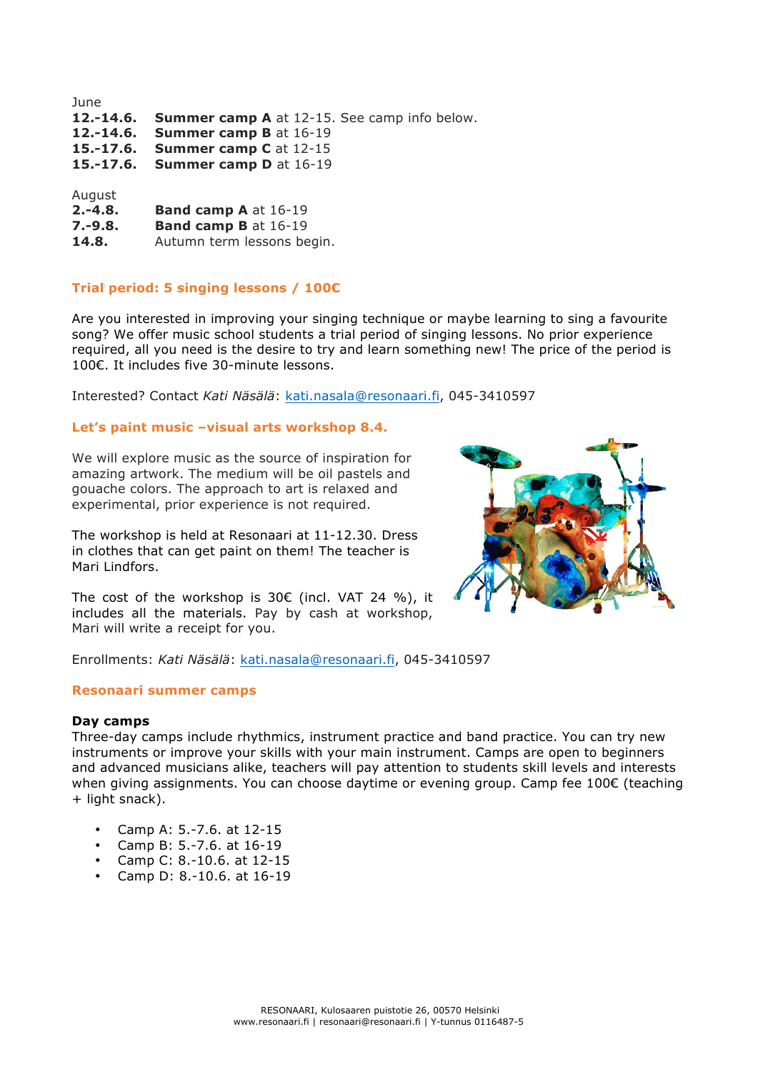June

| | |
|---|---|
| **12.-14.6.** | **Summer camp A** at 12-15. See camp info below. |
| **12.-14.6.** | **Summer camp B** at 16-19 |
| **15.-17.6.** | **Summer camp C** at 12-15 |
| **15.-17.6.** | **Summer camp D** at 16-19 |

August

| | |
|---|---|
| **2.-4.8.** | **Band camp A** at 16-19 |
| **7.-9.8.** | **Band camp B** at 16-19 |
| **14.8.** | Autumn term lessons begin. |

### Trial period: 5 singing lessons / 100€

Are you interested in improving your singing technique or maybe learning to sing a favourite song? We offer music school students a trial period of singing lessons. No prior experience required, all you need is the desire to try and learn something new! The price of the period is 100€. It includes five 30-minute lessons.

Interested? Contact *Kati Näsälä*: kati.nasala@resonaari.fi, 045-3410597

### Let's paint music –visual arts workshop 8.4.

We will explore music as the source of inspiration for amazing artwork. The medium will be oil pastels and gouache colors. The approach to art is relaxed and experimental, prior experience is not required.

The workshop is held at Resonaari at 11-12.30. Dress in clothes that can get paint on them! The teacher is Mari Lindfors.

The cost of the workshop is 30€ (incl. VAT 24 %), it includes all the materials. Pay by cash at workshop, Mari will write a receipt for you.

Enrollments: *Kati Näsälä*: kati.nasala@resonaari.fi, 045-3410597

### Resonaari summer camps

**Day camps**
Three-day camps include rhythmics, instrument practice and band practice. You can try new instruments or improve your skills with your main instrument. Camps are open to beginners and advanced musicians alike, teachers will pay attention to students skill levels and interests when giving assignments. You can choose daytime or evening group. Camp fee 100€ (teaching + light snack).

- Camp A: 5.-7.6. at 12-15
- Camp B: 5.-7.6. at 16-19
- Camp C: 8.-10.6. at 12-15
- Camp D: 8.-10.6. at 16-19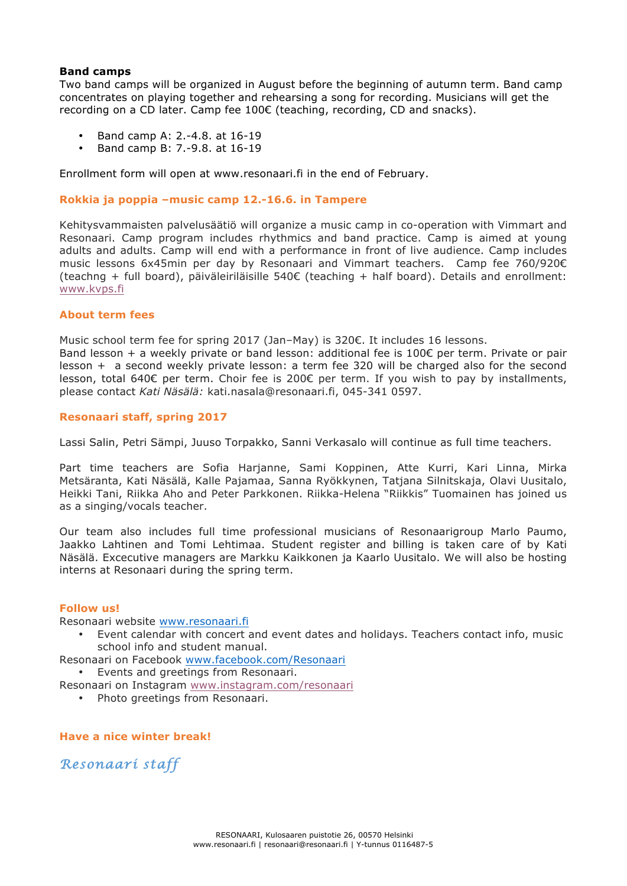**Band camps**

Two band camps will be organized in August before the beginning of autumn term. Band camp concentrates on playing together and rehearsing a song for recording. Musicians will get the recording on a CD later. Camp fee 100€ (teaching, recording, CD and snacks).

- Band camp A: 2.-4.8. at 16-19
- Band camp B: 7.-9.8. at 16-19

Enrollment form will open at www.resonaari.fi in the end of February.

**Rokkia ja poppia –music camp 12.-16.6. in Tampere**

Kehitysvammaisten palvelusäätiö will organize a music camp in co-operation with Vimmart and Resonaari. Camp program includes rhythmics and band practice. Camp is aimed at young adults and adults. Camp will end with a performance in front of live audience. Camp includes music lessons 6x45min per day by Resonaari and Vimmart teachers. Camp fee 760/920€ (teachng + full board), päiväleiriläisille 540€ (teaching + half board). Details and enrollment: www.kvps.fi

**About term fees**

Music school term fee for spring 2017 (Jan–May) is 320€. It includes 16 lessons.
Band lesson + a weekly private or band lesson: additional fee is 100€ per term. Private or pair lesson + a second weekly private lesson: a term fee 320 will be charged also for the second lesson, total 640€ per term. Choir fee is 200€ per term. If you wish to pay by installments, please contact *Kati Näsälä:* kati.nasala@resonaari.fi, 045-341 0597.

**Resonaari staff, spring 2017**

Lassi Salin, Petri Sämpi, Juuso Torpakko, Sanni Verkasalo will continue as full time teachers.

Part time teachers are Sofia Harjanne, Sami Koppinen, Atte Kurri, Kari Linna, Mirka Metsäranta, Kati Näsälä, Kalle Pajamaa, Sanna Ryökkynen, Tatjana Silnitskaja, Olavi Uusitalo, Heikki Tani, Riikka Aho and Peter Parkkonen. Riikka-Helena "Riikkis" Tuomainen has joined us as a singing/vocals teacher.

Our team also includes full time professional musicians of Resonaarigroup Marlo Paumo, Jaakko Lahtinen and Tomi Lehtimaa. Student register and billing is taken care of by Kati Näsälä. Excecutive managers are Markku Kaikkonen ja Kaarlo Uusitalo. We will also be hosting interns at Resonaari during the spring term.

**Follow us!**

Resonaari website www.resonaari.fi
- Event calendar with concert and event dates and holidays. Teachers contact info, music school info and student manual.

Resonaari on Facebook www.facebook.com/Resonaari
- Events and greetings from Resonaari.

Resonaari on Instagram www.instagram.com/resonaari
- Photo greetings from Resonaari.

**Have a nice winter break!**

*Resonaari staff*

RESONAARI, Kulosaaren puistotie 26, 00570 Helsinki
www.resonaari.fi | resonaari@resonaari.fi | Y-tunnus 0116487-5